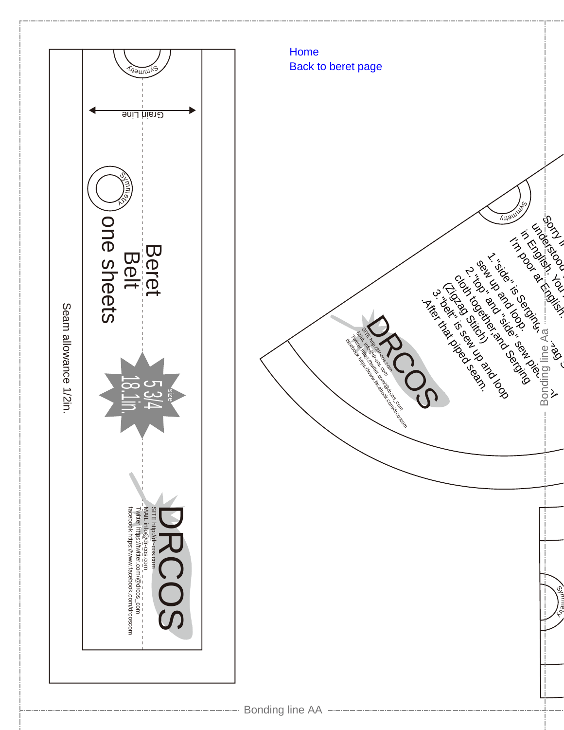Home
Back to beret page

Symmetry

Grain Line

Symmetry

Beret
Belt
one sheets

Size
5 3/4
18.1in.

Seam allowance 1/2in.

DRCOS
SITE http://dr-cos.com
MAIL info@dr-cos.com
Twitter https://twitter.com/@drcos_com
facebook https://www.facebook.com/drcoscom

Symmetry

Sorry I...
understood...
in English. You...
I'm poor at English.

1. "side" is Serging...
sew up and loop.
2. "top" and "side" sew piec...
cloth together and Serging
(Zigzag Stitch)
3. "belt" is sew up and loop
. After that piped seam.

DRCOS
SITE http://dr-cos.com
MAIL info@dr-cos.com
Twitter https://twitter.com/@drcos_com
facebook https://www.facebook.com/drcoscom

Bonding line Aa

Symmetry

Bonding line AA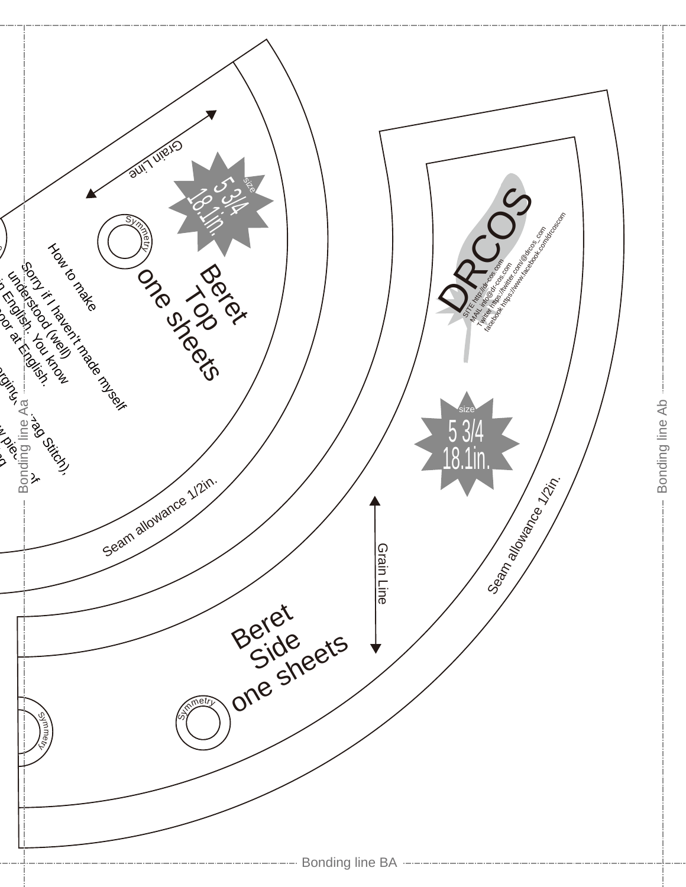Beret
Top
one sheets

size
5 3/4
18.1in.

Grain Line

Symmetry

How to make

Sorry if I haven't made myself
understood (well)
in English. You know
poor at English.

zag Stitch),

Seam allowance 1/2in.

Bonding line Aa

DRCOS

SITE http://dr-cos.com
MAIL info@dr-cos.com
Twitter https://twitter.com/@drcos.com
facebook https://www.facebook.com/drcoscom

size
5 3/4
18.1in.

Seam allowance 1/2in.

Grain Line

Beret
Side
one sheets

Symmetry

Symmetry

Bonding line Ab

Bonding line BA